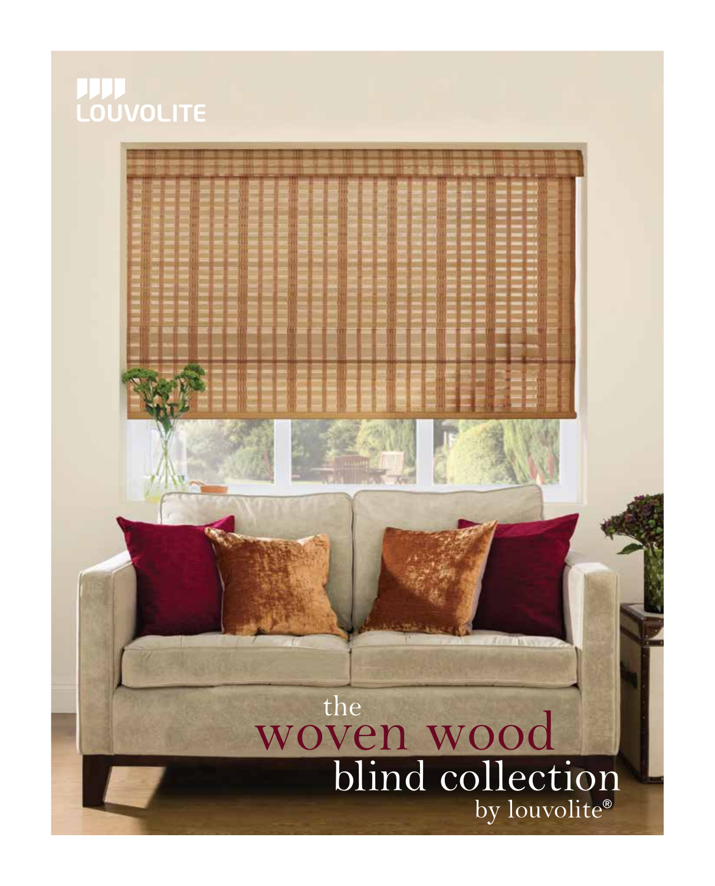LOUVOLITE

# the woven wood blind collection

by louvolite®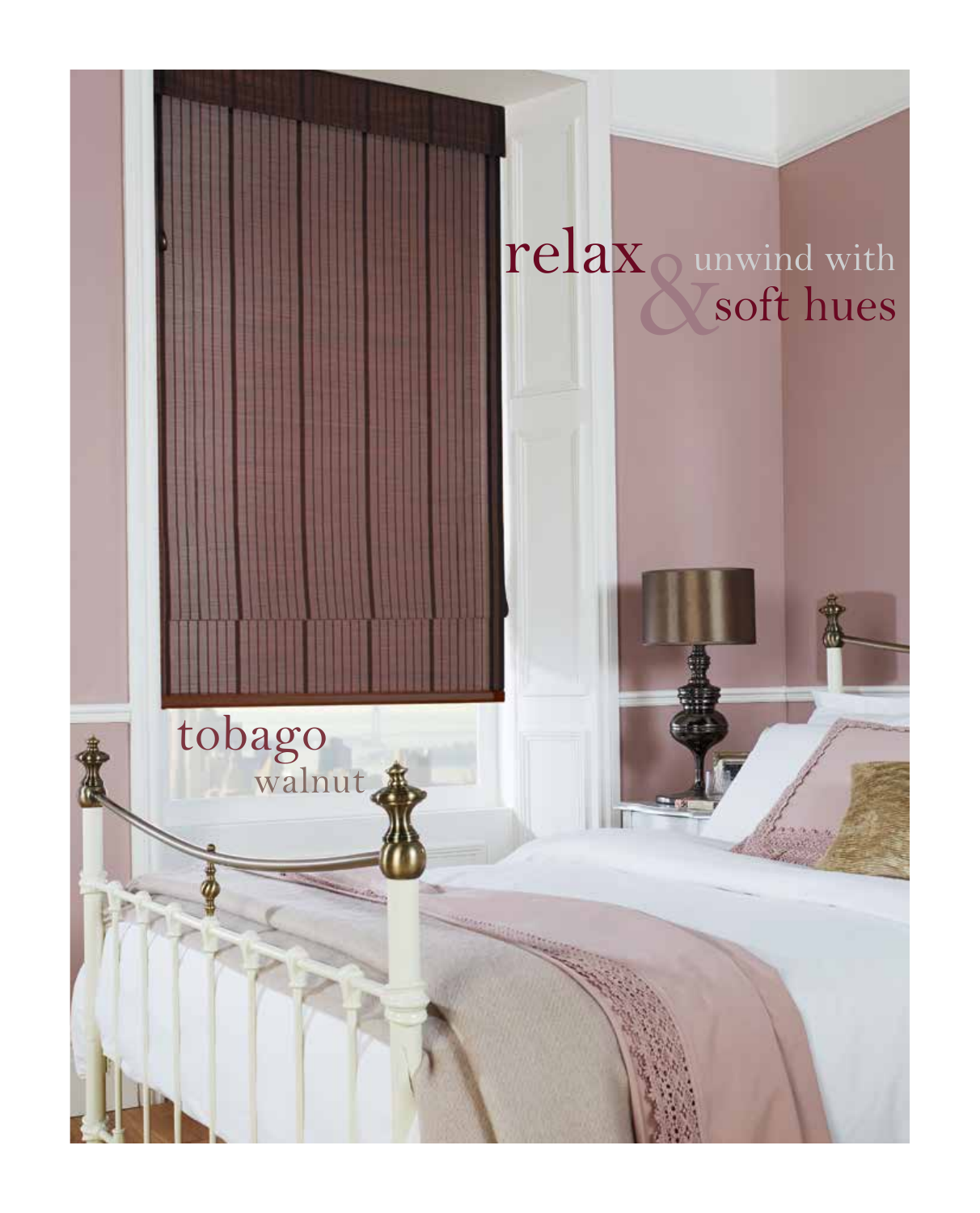relax & unwind with soft hues

tobago
walnut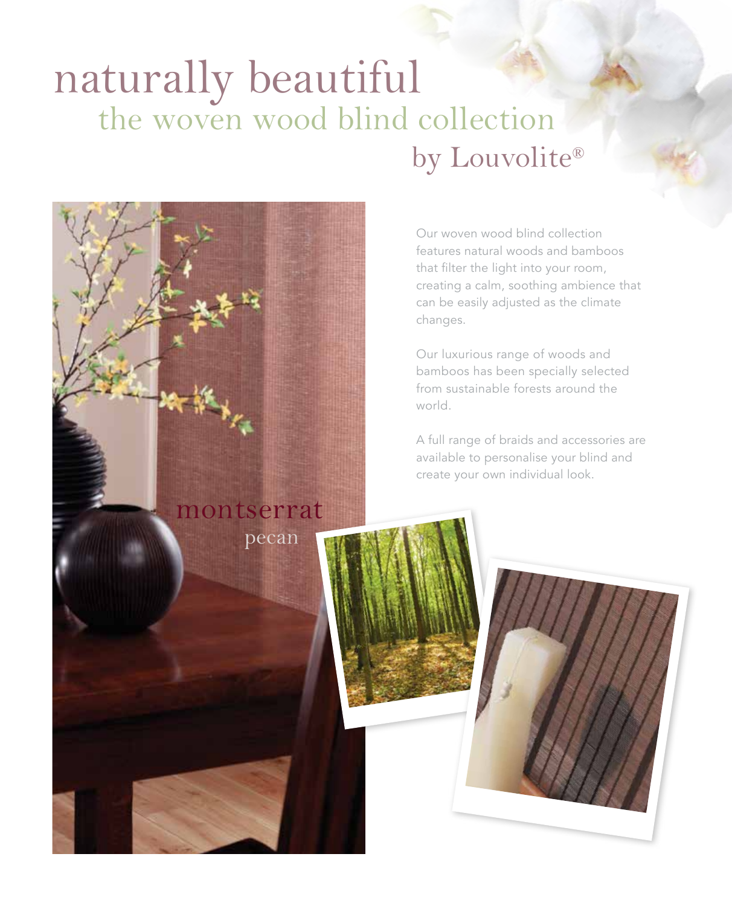# naturally beautiful

## the woven wood blind collection

## by Louvolite®

montserrat
pecan

Our woven wood blind collection features natural woods and bamboos that filter the light into your room, creating a calm, soothing ambience that can be easily adjusted as the climate changes.

Our luxurious range of woods and bamboos has been specially selected from sustainable forests around the world.

A full range of braids and accessories are available to personalise your blind and create your own individual look.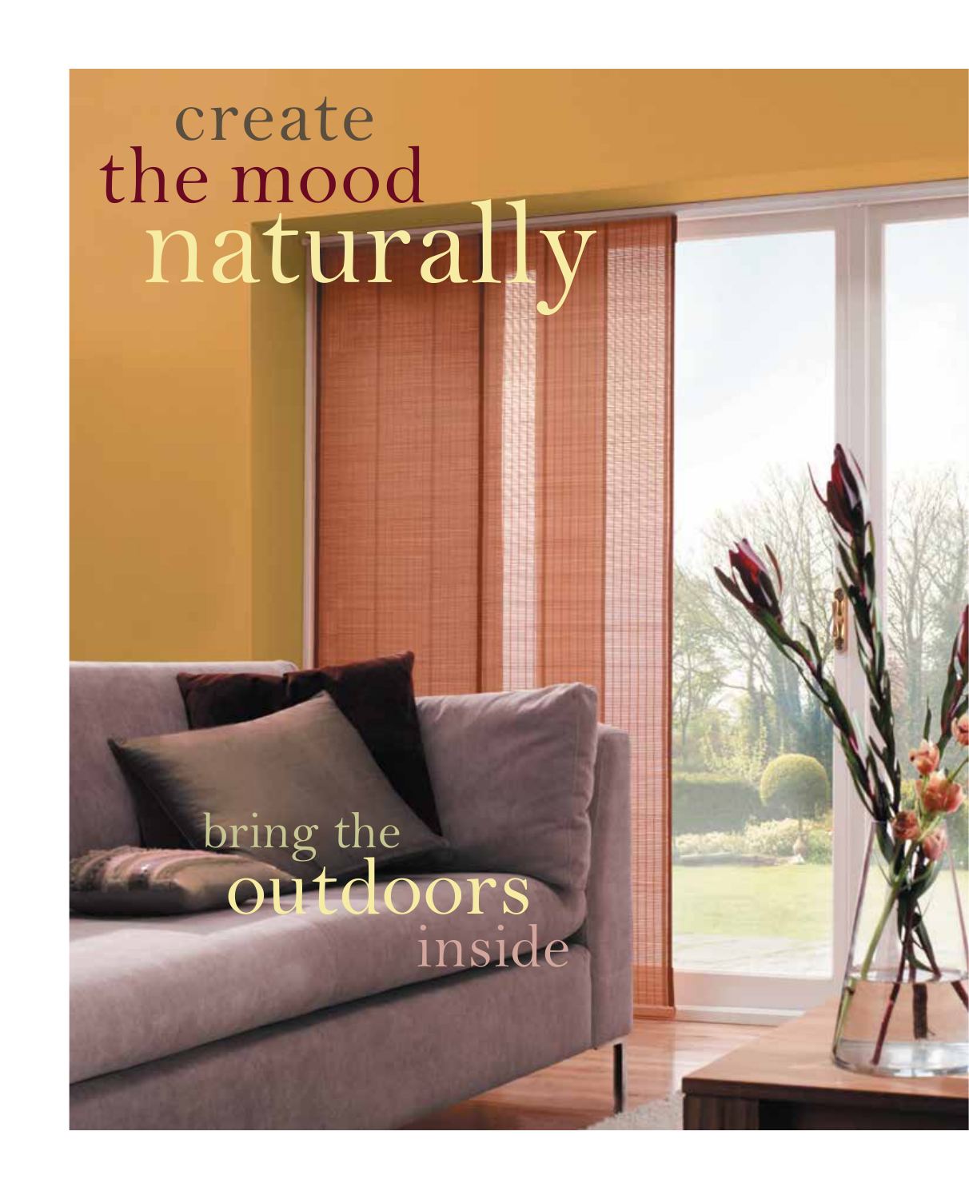# create the mood naturally

## bring the outdoors inside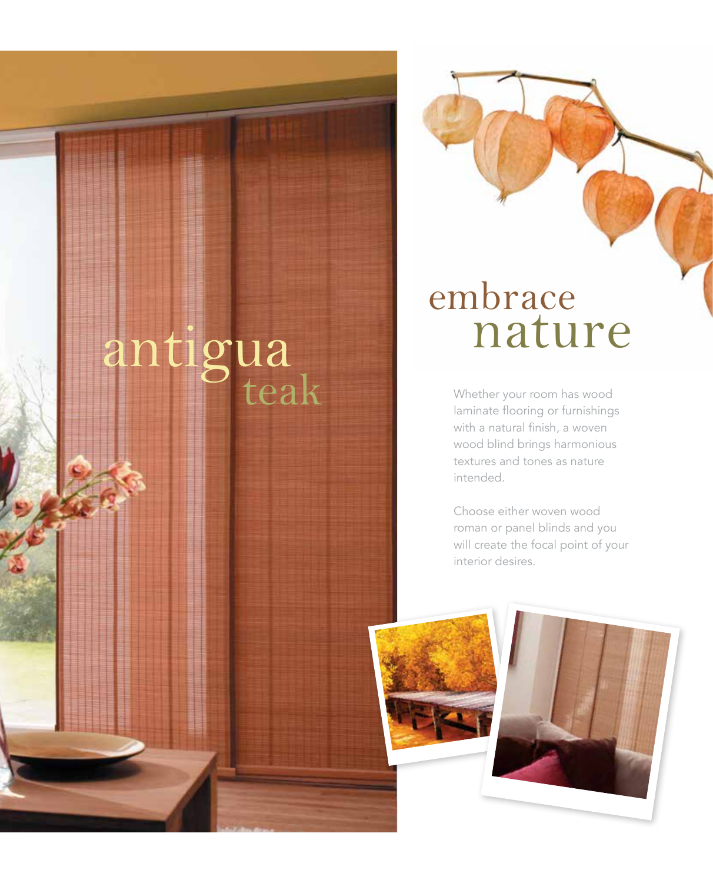# antigua teak

# embrace nature

Whether your room has wood laminate flooring or furnishings with a natural finish, a woven wood blind brings harmonious textures and tones as nature intended.

Choose either woven wood roman or panel blinds and you will create the focal point of your interior desires.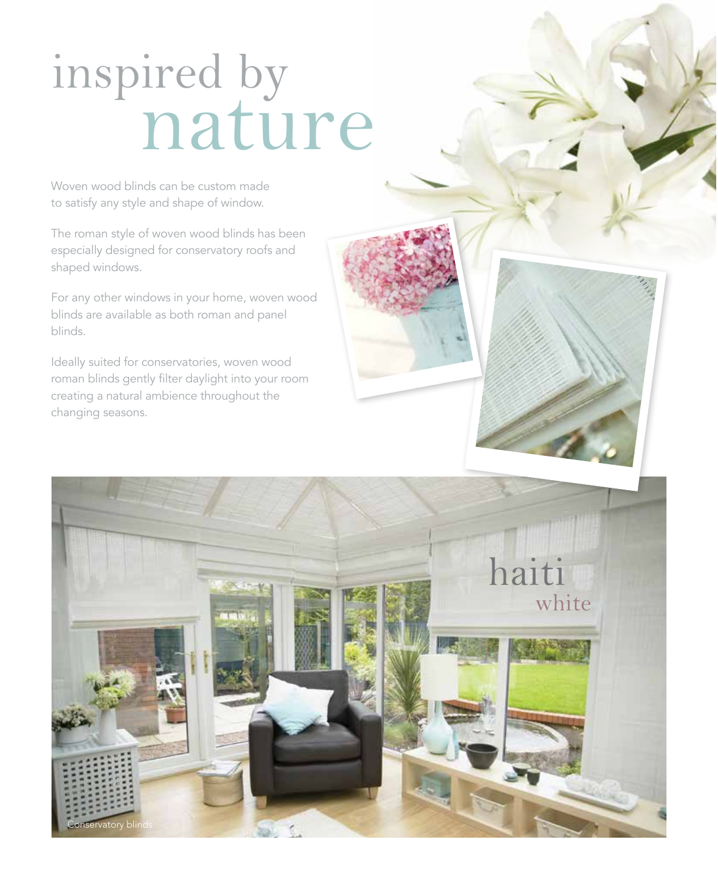# inspired by nature

Woven wood blinds can be custom made to satisfy any style and shape of window.

The roman style of woven wood blinds has been especially designed for conservatory roofs and shaped windows.

For any other windows in your home, woven wood blinds are available as both roman and panel blinds.

Ideally suited for conservatories, woven wood roman blinds gently filter daylight into your room creating a natural ambience throughout the changing seasons.

haiti white

Conservatory blinds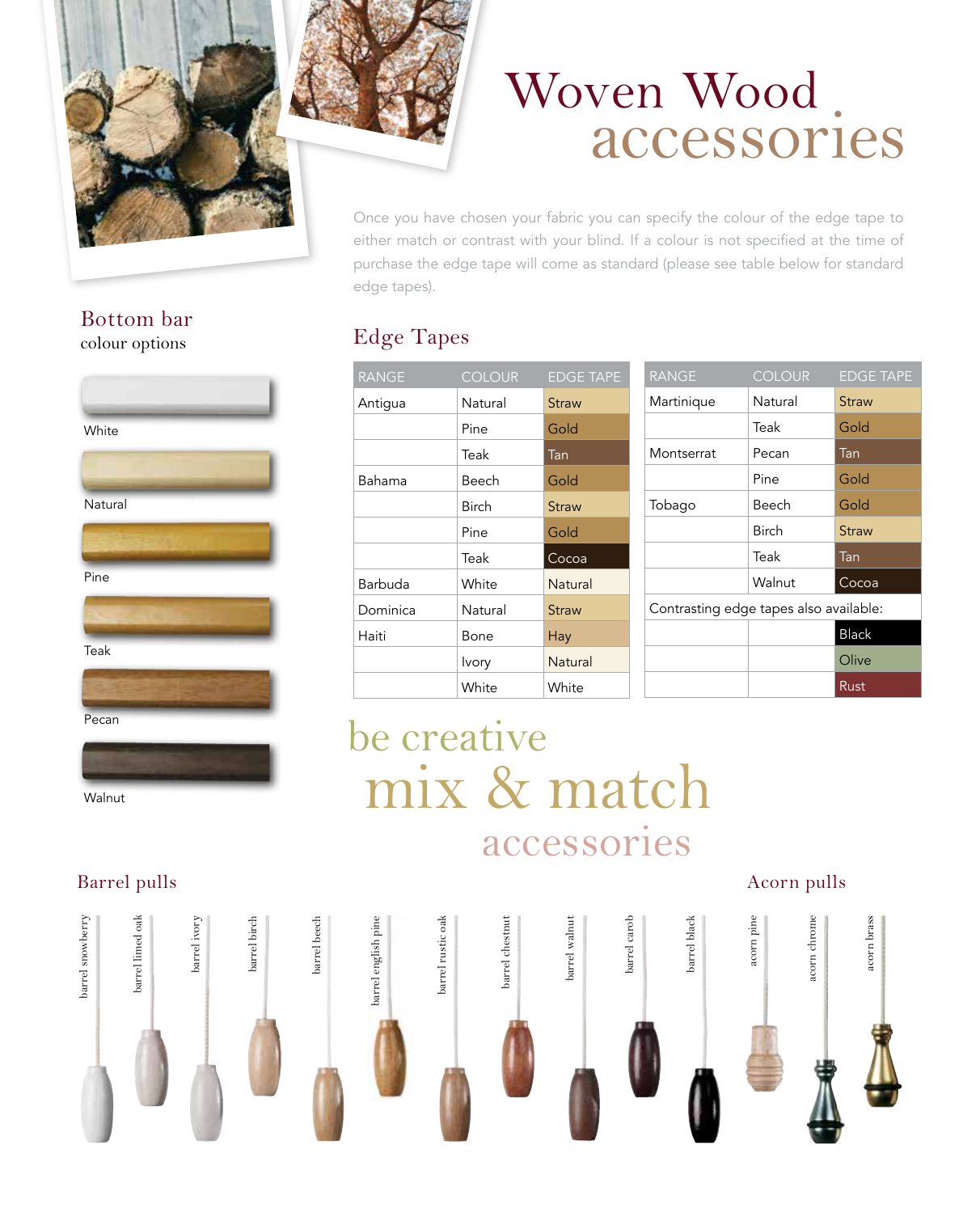# Woven Wood accessories

Once you have chosen your fabric you can specify the colour of the edge tape to either match or contrast with your blind. If a colour is not specified at the time of purchase the edge tape will come as standard (please see table below for standard edge tapes).

## Bottom bar colour options

- White
- Natural
- Pine
- Teak
- Pecan
- Walnut

## Edge Tapes

| RANGE | COLOUR | EDGE TAPE |
|---|---|---|
| Antigua | Natural | Straw |
| | Pine | Gold |
| | Teak | Tan |
| Bahama | Beech | Gold |
| | Birch | Straw |
| | Pine | Gold |
| | Teak | Cocoa |
| Barbuda | White | Natural |
| Dominica | Natural | Straw |
| Haiti | Bone | Hay |
| | Ivory | Natural |
| | White | White |

| RANGE | COLOUR | EDGE TAPE |
|---|---|---|
| Martinique | Natural | Straw |
| | Teak | Gold |
| Montserrat | Pecan | Tan |
| | Pine | Gold |
| Tobago | Beech | Gold |
| | Birch | Straw |
| | Teak | Tan |
| | Walnut | Cocoa |
| Contrasting edge tapes also available: | | |
| | | Black |
| | | Olive |
| | | Rust |

## be creative mix & match accessories

### Barrel pulls

barrel snowberry, barrel limed oak, barrel ivory, barrel birch, barrel beech, barrel english pine, barrel rustic oak, barrel chestnut, barrel walnut, barrel carob, barrel black

### Acorn pulls

acorn pine, acorn chrome, acorn brass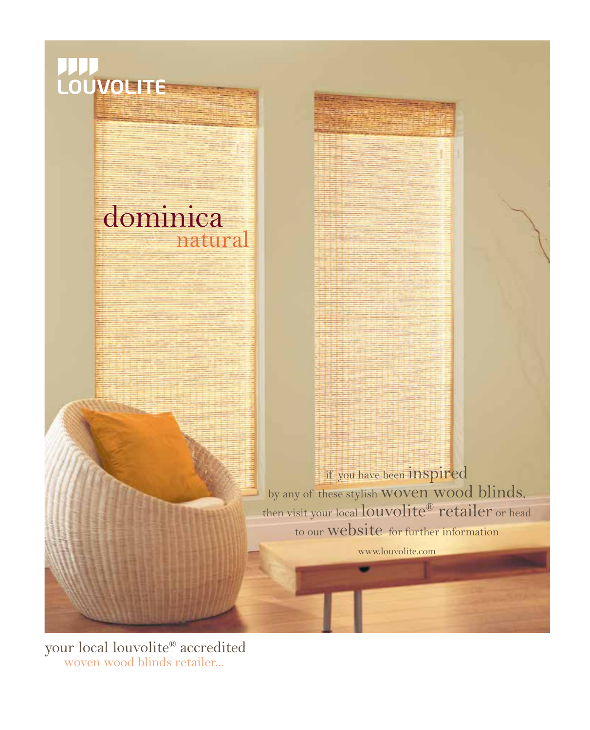LOUVOLITE

dominica
natural

if you have been inspired
by any of these stylish woven wood blinds,
then visit your local louvolite® retailer or head
to our website for further information

www.louvolite.com

your local louvolite® accredited
woven wood blinds retailer...